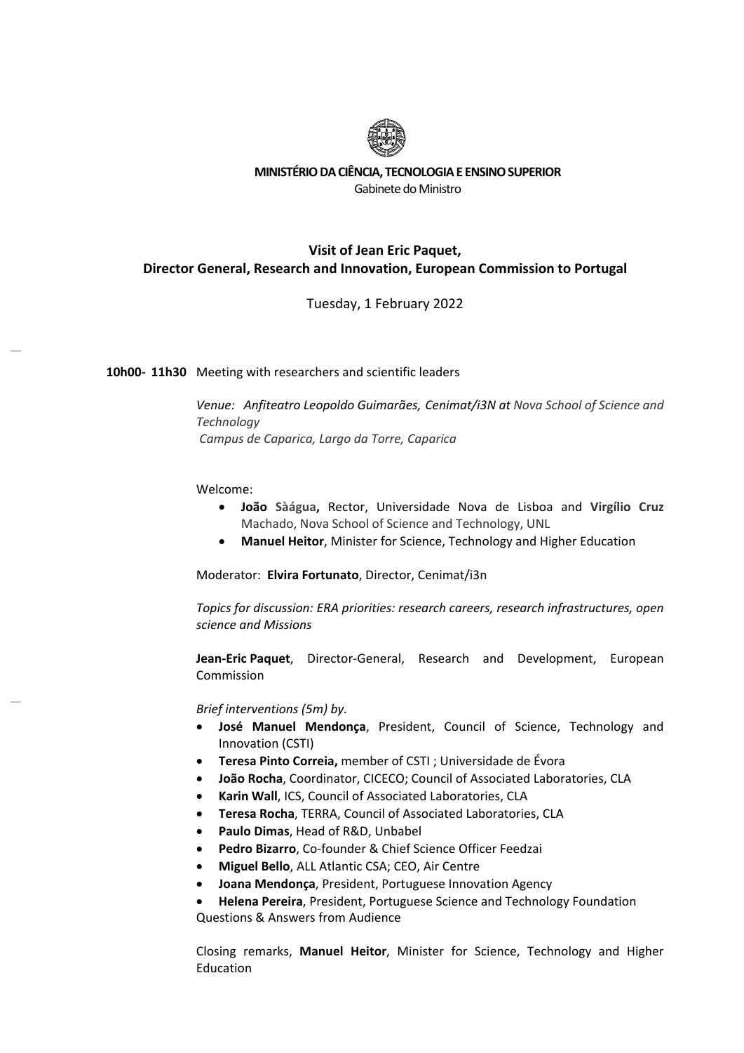**MINISTÉRIO DA CIÊNCIA, TECNOLOGIA E ENSINO SUPERIOR**
Gabinete do Ministro

## Visit of Jean Eric Paquet, Director General, Research and Innovation, European Commission to Portugal

Tuesday, 1 February 2022

**10h00- 11h30** Meeting with researchers and scientific leaders

*Venue: Anfiteatro Leopoldo Guimarães, Cenimat/i3N at Nova School of Science and Technology*
*Campus de Caparica, Largo da Torre, Caparica*

Welcome:

- **João Sàágua,** Rector, Universidade Nova de Lisboa and **Virgílio Cruz** Machado, Nova School of Science and Technology, UNL
- **Manuel Heitor**, Minister for Science, Technology and Higher Education

Moderator: **Elvira Fortunato**, Director, Cenimat/i3n

*Topics for discussion: ERA priorities: research careers, research infrastructures, open science and Missions*

**Jean-Eric Paquet**, Director-General, Research and Development, European Commission

*Brief interventions (5m) by.*

- **José Manuel Mendonça**, President, Council of Science, Technology and Innovation (CSTI)
- **Teresa Pinto Correia,** member of CSTI ; Universidade de Évora
- **João Rocha**, Coordinator, CICECO; Council of Associated Laboratories, CLA
- **Karin Wall**, ICS, Council of Associated Laboratories, CLA
- **Teresa Rocha**, TERRA, Council of Associated Laboratories, CLA
- **Paulo Dimas**, Head of R&D, Unbabel
- **Pedro Bizarro**, Co-founder & Chief Science Officer Feedzai
- **Miguel Bello**, ALL Atlantic CSA; CEO, Air Centre
- **Joana Mendonça**, President, Portuguese Innovation Agency
- **Helena Pereira**, President, Portuguese Science and Technology Foundation

Questions & Answers from Audience

Closing remarks, **Manuel Heitor**, Minister for Science, Technology and Higher Education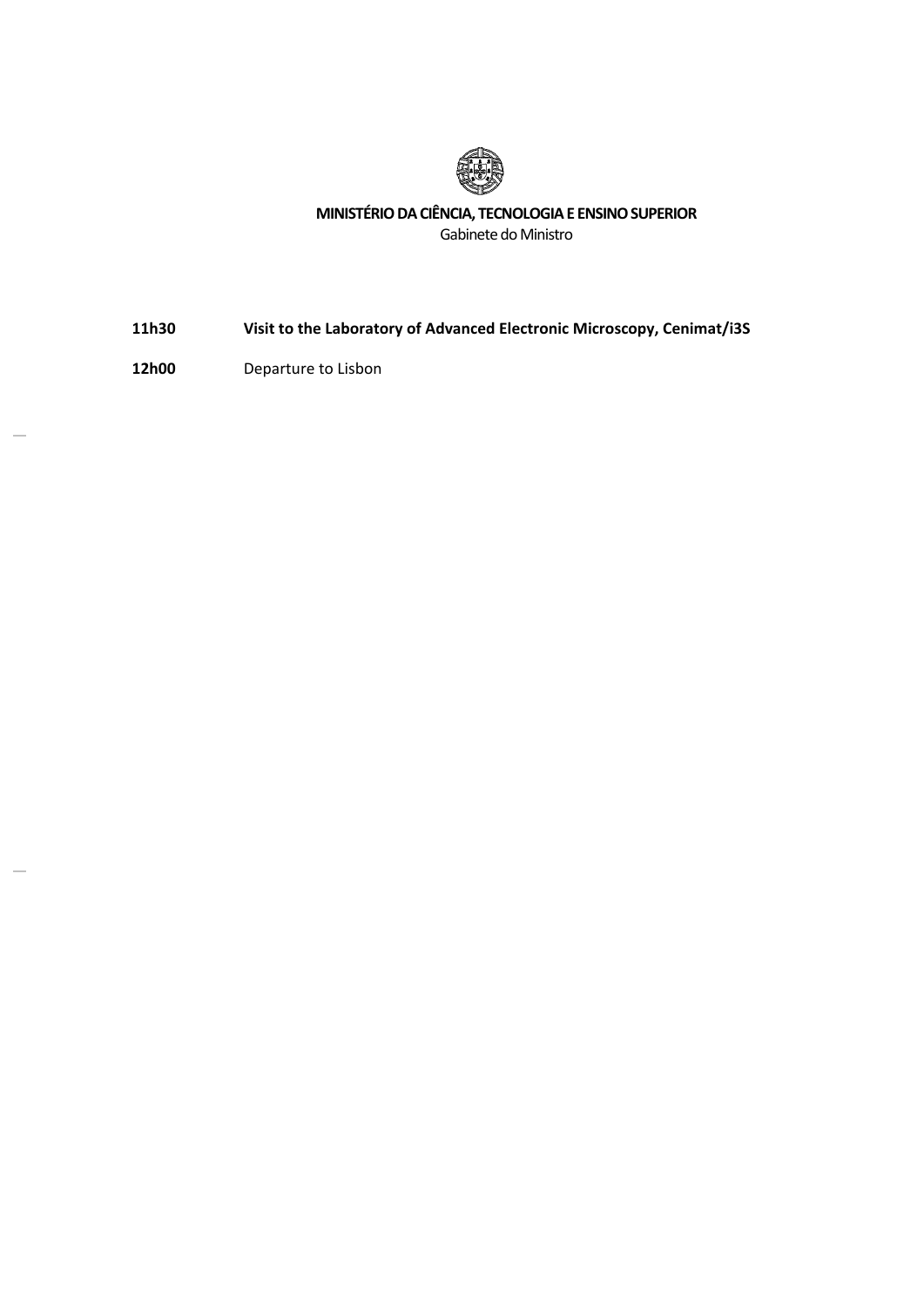**MINISTÉRIO DA CIÊNCIA, TECNOLOGIA E ENSINO SUPERIOR**
Gabinete do Ministro

**11h30** **Visit to the Laboratory of Advanced Electronic Microscopy, Cenimat/i3S**

**12h00** Departure to Lisbon